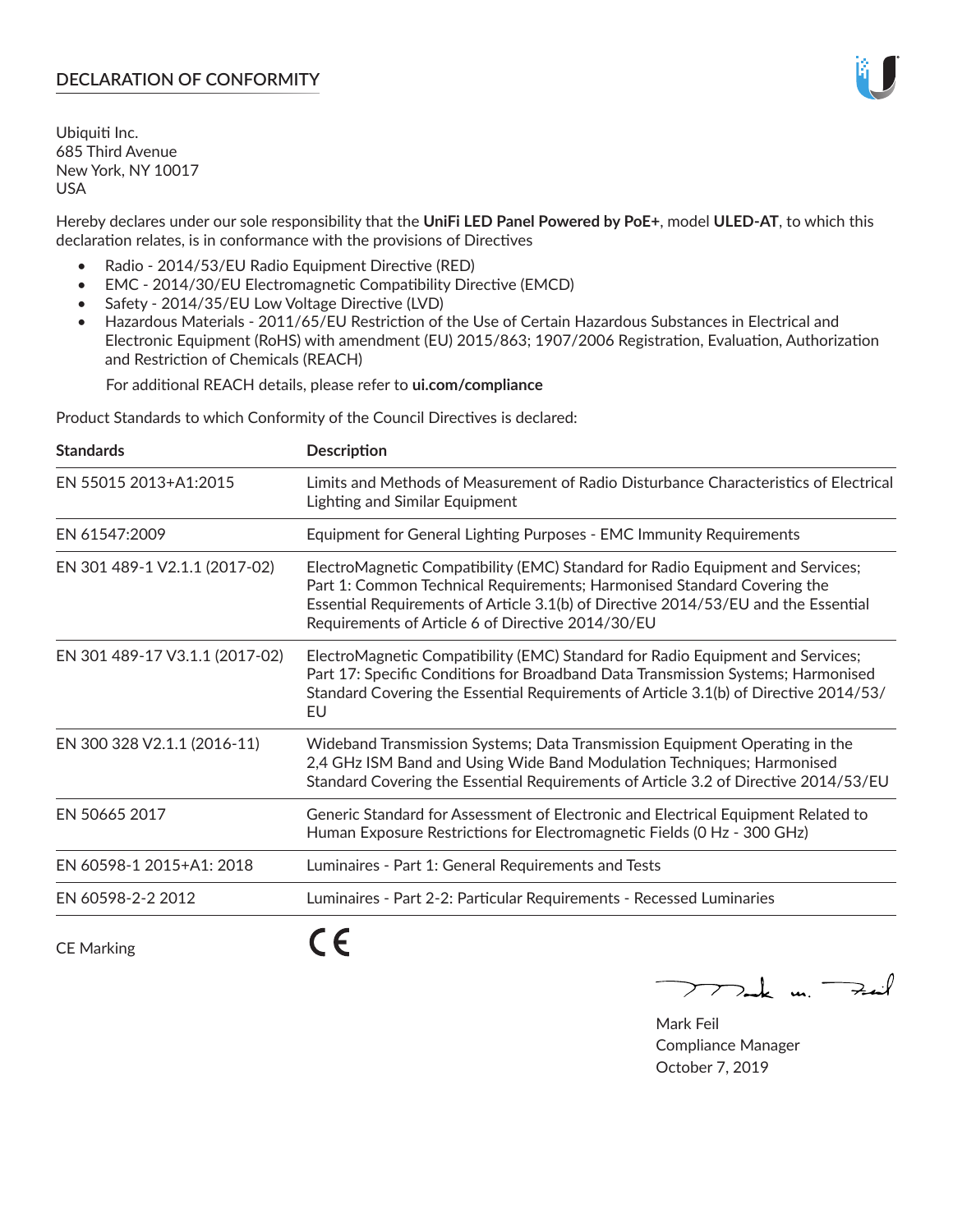# DECLARATION OF CONFORMITY

Ubiquiti Inc.
685 Third Avenue
New York, NY 10017
USA

Hereby declares under our sole responsibility that the **UniFi LED Panel Powered by PoE+**, model **ULED-AT**, to which this declaration relates, is in conformance with the provisions of Directives

- Radio - 2014/53/EU Radio Equipment Directive (RED)
- EMC - 2014/30/EU Electromagnetic Compatibility Directive (EMCD)
- Safety - 2014/35/EU Low Voltage Directive (LVD)
- Hazardous Materials - 2011/65/EU Restriction of the Use of Certain Hazardous Substances in Electrical and Electronic Equipment (RoHS) with amendment (EU) 2015/863; 1907/2006 Registration, Evaluation, Authorization and Restriction of Chemicals (REACH)

  For additional REACH details, please refer to **ui.com/compliance**

Product Standards to which Conformity of the Council Directives is declared:

| Standards | Description |
|---|---|
| EN 55015 2013+A1:2015 | Limits and Methods of Measurement of Radio Disturbance Characteristics of Electrical Lighting and Similar Equipment |
| EN 61547:2009 | Equipment for General Lighting Purposes - EMC Immunity Requirements |
| EN 301 489-1 V2.1.1 (2017-02) | ElectroMagnetic Compatibility (EMC) Standard for Radio Equipment and Services; Part 1: Common Technical Requirements; Harmonised Standard Covering the Essential Requirements of Article 3.1(b) of Directive 2014/53/EU and the Essential Requirements of Article 6 of Directive 2014/30/EU |
| EN 301 489-17 V3.1.1 (2017-02) | ElectroMagnetic Compatibility (EMC) Standard for Radio Equipment and Services; Part 17: Specific Conditions for Broadband Data Transmission Systems; Harmonised Standard Covering the Essential Requirements of Article 3.1(b) of Directive 2014/53/EU |
| EN 300 328 V2.1.1 (2016-11) | Wideband Transmission Systems; Data Transmission Equipment Operating in the 2,4 GHz ISM Band and Using Wide Band Modulation Techniques; Harmonised Standard Covering the Essential Requirements of Article 3.2 of Directive 2014/53/EU |
| EN 50665 2017 | Generic Standard for Assessment of Electronic and Electrical Equipment Related to Human Exposure Restrictions for Electromagnetic Fields (0 Hz - 300 GHz) |
| EN 60598-1 2015+A1: 2018 | Luminaires - Part 1: General Requirements and Tests |
| EN 60598-2-2 2012 | Luminaires - Part 2-2: Particular Requirements - Recessed Luminaries |

CE Marking CE

Mark Feil
Compliance Manager
October 7, 2019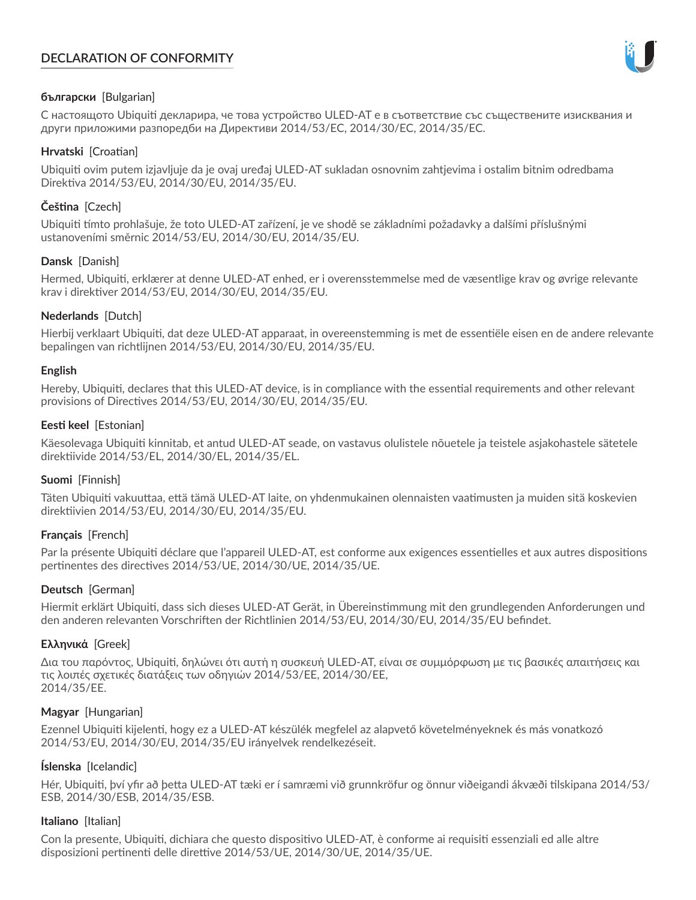## DECLARATION OF CONFORMITY

**български** [Bulgarian]

С настоящото Ubiquiti декларира, че това устройство ULED-AT е в съответствие със съществените изисквания и други приложими разпоредби на Директиви 2014/53/EC, 2014/30/ЕС, 2014/35/ЕС.

**Hrvatski** [Croatian]

Ubiquiti ovim putem izjavljuje da je ovaj uređaj ULED-AT sukladan osnovnim zahtjevima i ostalim bitnim odredbama Direktiva 2014/53/EU, 2014/30/EU, 2014/35/EU.

**Čeština** [Czech]

Ubiquiti tímto prohlašuje, že toto ULED-AT zařízení, je ve shodě se základními požadavky a dalšími příslušnými ustanoveními směrnic 2014/53/EU, 2014/30/EU, 2014/35/EU.

**Dansk** [Danish]

Hermed, Ubiquiti, erklærer at denne ULED-AT enhed, er i overensstemmelse med de væsentlige krav og øvrige relevante krav i direktiver 2014/53/EU, 2014/30/EU, 2014/35/EU.

**Nederlands** [Dutch]

Hierbij verklaart Ubiquiti, dat deze ULED-AT apparaat, in overeenstemming is met de essentiële eisen en de andere relevante bepalingen van richtlijnen 2014/53/EU, 2014/30/EU, 2014/35/EU.

**English**

Hereby, Ubiquiti, declares that this ULED-AT device, is in compliance with the essential requirements and other relevant provisions of Directives 2014/53/EU, 2014/30/EU, 2014/35/EU.

**Eesti keel** [Estonian]

Käesolevaga Ubiquiti kinnitab, et antud ULED-AT seade, on vastavus olulistele nõuetele ja teistele asjakohastele sätetele direktiivide 2014/53/EL, 2014/30/EL, 2014/35/EL.

**Suomi** [Finnish]

Täten Ubiquiti vakuuttaa, että tämä ULED-AT laite, on yhdenmukainen olennaisten vaatimusten ja muiden sitä koskevien direktiivien 2014/53/EU, 2014/30/EU, 2014/35/EU.

**Français** [French]

Par la présente Ubiquiti déclare que l'appareil ULED-AT, est conforme aux exigences essentielles et aux autres dispositions pertinentes des directives 2014/53/UE, 2014/30/UE, 2014/35/UE.

**Deutsch** [German]

Hiermit erklärt Ubiquiti, dass sich dieses ULED-AT Gerät, in Übereinstimmung mit den grundlegenden Anforderungen und den anderen relevanten Vorschriften der Richtlinien 2014/53/EU, 2014/30/EU, 2014/35/EU befindet.

**Ελληνικά** [Greek]

Δια του παρόντος, Ubiquiti, δηλώνει ότι αυτή η συσκευή ULED-AT, είναι σε συμμόρφωση με τις βασικές απαιτήσεις και τις λοιπές σχετικές διατάξεις των οδηγιών 2014/53/EE, 2014/30/EE, 2014/35/EE.

**Magyar** [Hungarian]

Ezennel Ubiquiti kijelenti, hogy ez a ULED-AT készülék megfelel az alapvető követelményeknek és más vonatkozó 2014/53/EU, 2014/30/EU, 2014/35/EU irányelvek rendelkezéseit.

**Íslenska** [Icelandic]

Hér, Ubiquiti, því yfir að þetta ULED-AT tæki er í samræmi við grunnkröfur og önnur viðeigandi ákvæði tilskipana 2014/53/ESB, 2014/30/ESB, 2014/35/ESB.

**Italiano** [Italian]

Con la presente, Ubiquiti, dichiara che questo dispositivo ULED-AT, è conforme ai requisiti essenziali ed alle altre disposizioni pertinenti delle direttive 2014/53/UE, 2014/30/UE, 2014/35/UE.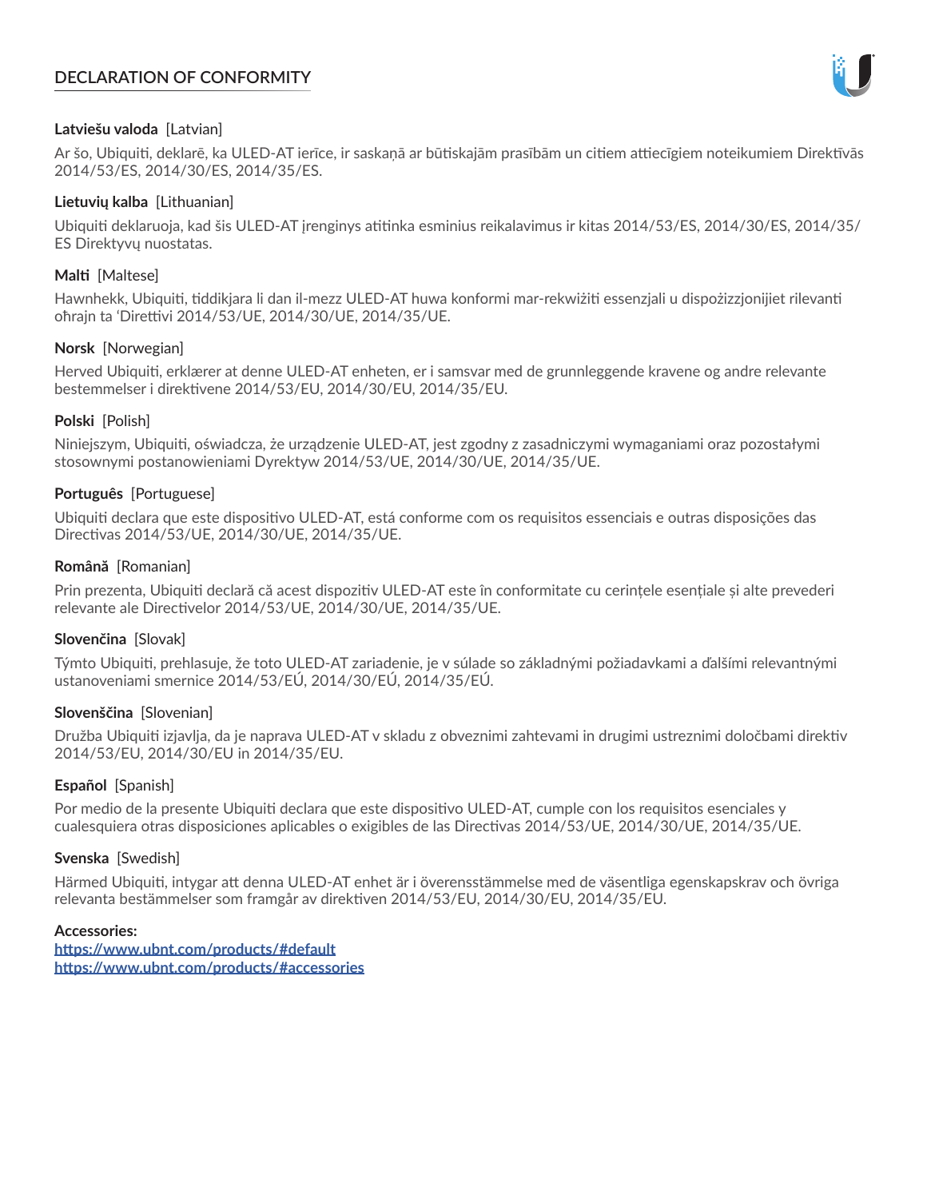## DECLARATION OF CONFORMITY

**Latviešu valoda** [Latvian]

Ar šo, Ubiquiti, deklarē, ka ULED-AT ierīce, ir saskaņā ar būtiskajām prasībām un citiem attiecīgiem noteikumiem Direktīvās 2014/53/ES, 2014/30/ES, 2014/35/ES.

**Lietuvių kalba** [Lithuanian]

Ubiquiti deklaruoja, kad šis ULED-AT įrenginys atitinka esminius reikalavimus ir kitas 2014/53/ES, 2014/30/ES, 2014/35/ES Direktyvų nuostatas.

**Malti** [Maltese]

Hawnhekk, Ubiquiti, tiddikjara li dan il-mezz ULED-AT huwa konformi mar-rekwiżiti essenzjali u dispożizzjonijiet rilevanti oħrajn ta 'Direttivi 2014/53/UE, 2014/30/UE, 2014/35/UE.

**Norsk** [Norwegian]

Herved Ubiquiti, erklærer at denne ULED-AT enheten, er i samsvar med de grunnleggende kravene og andre relevante bestemmelser i direktivene 2014/53/EU, 2014/30/EU, 2014/35/EU.

**Polski** [Polish]

Niniejszym, Ubiquiti, oświadcza, że urządzenie ULED-AT, jest zgodny z zasadniczymi wymaganiami oraz pozostałymi stosownymi postanowieniami Dyrektyw 2014/53/UE, 2014/30/UE, 2014/35/UE.

**Português** [Portuguese]

Ubiquiti declara que este dispositivo ULED-AT, está conforme com os requisitos essenciais e outras disposições das Directivas 2014/53/UE, 2014/30/UE, 2014/35/UE.

**Română** [Romanian]

Prin prezenta, Ubiquiti declară că acest dispozitiv ULED-AT este în conformitate cu cerințele esențiale și alte prevederi relevante ale Directivelor 2014/53/UE, 2014/30/UE, 2014/35/UE.

**Slovenčina** [Slovak]

Týmto Ubiquiti, prehlasuje, že toto ULED-AT zariadenie, je v súlade so základnými požiadavkami a ďalšími relevantnými ustanoveniami smernice 2014/53/EÚ, 2014/30/EÚ, 2014/35/EÚ.

**Slovenščina** [Slovenian]

Družba Ubiquiti izjavlja, da je naprava ULED-AT v skladu z obveznimi zahtevami in drugimi ustreznimi določbami direktiv 2014/53/EU, 2014/30/EU in 2014/35/EU.

**Español** [Spanish]

Por medio de la presente Ubiquiti declara que este dispositivo ULED-AT, cumple con los requisitos esenciales y cualesquiera otras disposiciones aplicables o exigibles de las Directivas 2014/53/UE, 2014/30/UE, 2014/35/UE.

**Svenska** [Swedish]

Härmed Ubiquiti, intygar att denna ULED-AT enhet är i överensstämmelse med de väsentliga egenskapskrav och övriga relevanta bestämmelser som framgår av direktiven 2014/53/EU, 2014/30/EU, 2014/35/EU.

**Accessories:**
**https://www.ubnt.com/products/#default**
**https://www.ubnt.com/products/#accessories**